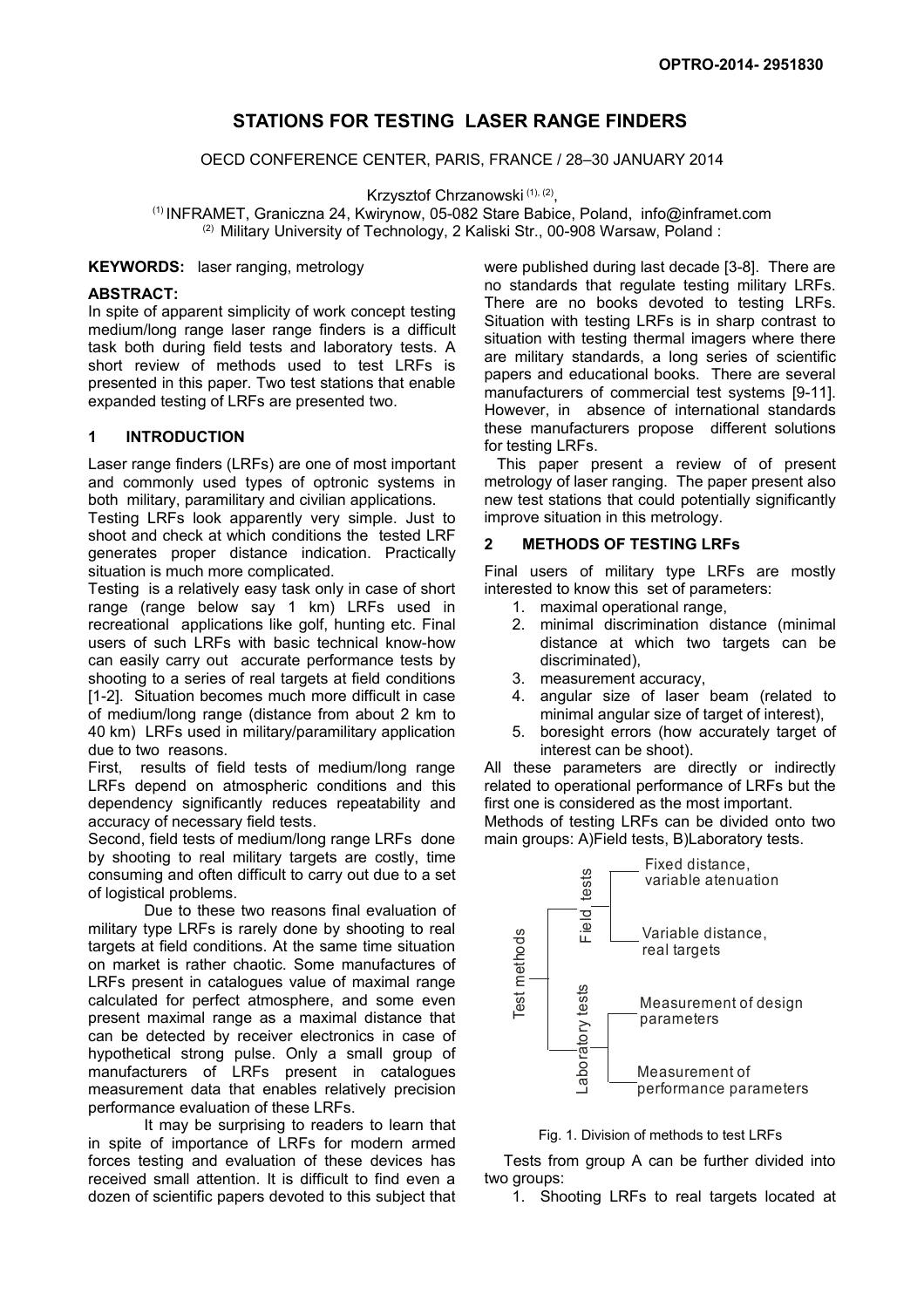# STATIONS FOR TESTING LASER RANGE FINDERS

OECD CONFERENCE CENTER, PARIS, FRANCE / 28–30 JANUARY 2014

Krzysztof Chrzanowski [1], [2],

[1] INFRAMET, Graniczna 24, Kwirynow, 05-082 Stare Babice, Poland, info@inframet.com
[2] Military University of Technology, 2 Kaliski Str., 00-908 Warsaw, Poland :

**KEYWORDS:** laser ranging, metrology

**ABSTRACT:**
In spite of apparent simplicity of work concept testing medium/long range laser range finders is a difficult task both during field tests and laboratory tests. A short review of methods used to test LRFs is presented in this paper. Two test stations that enable expanded testing of LRFs are presented two.

## 1 INTRODUCTION

Laser range finders (LRFs) are one of most important and commonly used types of optronic systems in both military, paramilitary and civilian applications.

Testing LRFs look apparently very simple. Just to shoot and check at which conditions the tested LRF generates proper distance indication. Practically situation is much more complicated.

Testing is a relatively easy task only in case of short range (range below say 1 km) LRFs used in recreational applications like golf, hunting etc. Final users of such LRFs with basic technical know-how can easily carry out accurate performance tests by shooting to a series of real targets at field conditions [1-2]. Situation becomes much more difficult in case of medium/long range (distance from about 2 km to 40 km) LRFs used in military/paramilitary application due to two reasons.

First, results of field tests of medium/long range LRFs depend on atmospheric conditions and this dependency significantly reduces repeatability and accuracy of necessary field tests.

Second, field tests of medium/long range LRFs done by shooting to real military targets are costly, time consuming and often difficult to carry out due to a set of logistical problems.

Due to these two reasons final evaluation of military type LRFs is rarely done by shooting to real targets at field conditions. At the same time situation on market is rather chaotic. Some manufactures of LRFs present in catalogues value of maximal range calculated for perfect atmosphere, and some even present maximal range as a maximal distance that can be detected by receiver electronics in case of hypothetical strong pulse. Only a small group of manufacturers of LRFs present in catalogues measurement data that enables relatively precision performance evaluation of these LRFs.

It may be surprising to readers to learn that in spite of importance of LRFs for modern armed forces testing and evaluation of these devices has received small attention. It is difficult to find even a dozen of scientific papers devoted to this subject that were published during last decade [3-8]. There are no standards that regulate testing military LRFs. There are no books devoted to testing LRFs. Situation with testing LRFs is in sharp contrast to situation with testing thermal imagers where there are military standards, a long series of scientific papers and educational books. There are several manufacturers of commercial test systems [9-11]. However, in absence of international standards these manufacturers propose different solutions for testing LRFs.

This paper present a review of of present metrology of laser ranging. The paper present also new test stations that could potentially significantly improve situation in this metrology.

## 2 METHODS OF TESTING LRFs

Final users of military type LRFs are mostly interested to know this set of parameters:

1. maximal operational range,
2. minimal discrimination distance (minimal distance at which two targets can be discriminated),
3. measurement accuracy,
4. angular size of laser beam (related to minimal angular size of target of interest),
5. boresight errors (how accurately target of interest can be shoot).

All these parameters are directly or indirectly related to operational performance of LRFs but the first one is considered as the most important.

Methods of testing LRFs can be divided onto two main groups: A)Field tests, B)Laboratory tests.

- Test methods
  - Field tests
    - Fixed distance, variable atenuation
    - Variable distance, real targets
  - Laboratory tests
    - Measurement of design parameters
    - Measurement of performance parameters

Fig. 1. Division of methods to test LRFs

Tests from group A can be further divided into two groups:

1. Shooting LRFs to real targets located at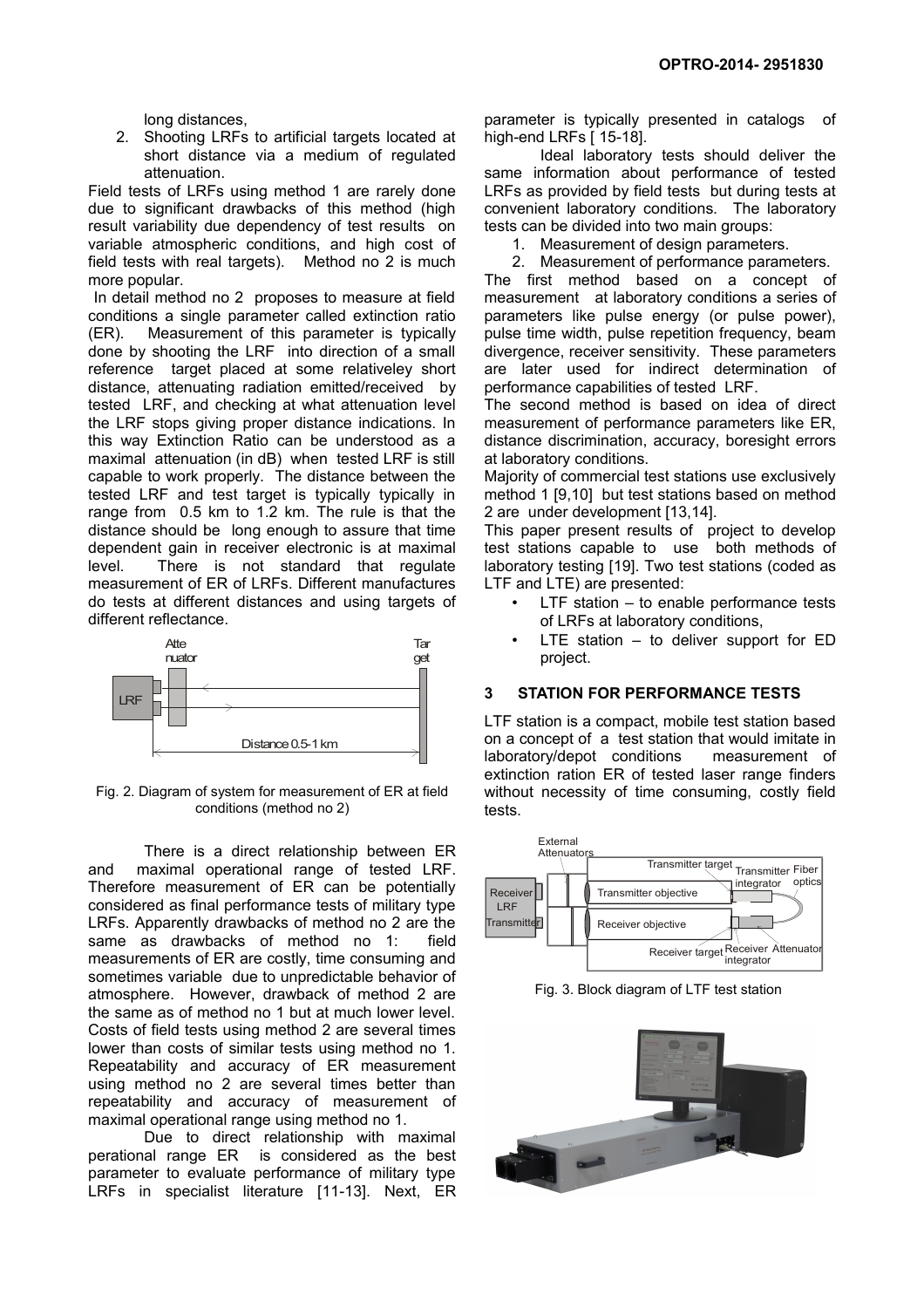long distances,

2. Shooting LRFs to artificial targets located at short distance via a medium of regulated attenuation.

Field tests of LRFs using method 1 are rarely done due to significant drawbacks of this method (high result variability due dependency of test results on variable atmospheric conditions, and high cost of field tests with real targets). Method no 2 is much more popular.

In detail method no 2 proposes to measure at field conditions a single parameter called extinction ratio (ER). Measurement of this parameter is typically done by shooting the LRF into direction of a small reference target placed at some relativeley short distance, attenuating radiation emitted/received by tested LRF, and checking at what attenuation level the LRF stops giving proper distance indications. In this way Extinction Ratio can be understood as a maximal attenuation (in dB) when tested LRF is still capable to work properly. The distance between the tested LRF and test target is typically typically in range from 0.5 km to 1.2 km. The rule is that the distance should be long enough to assure that time dependent gain in receiver electronic is at maximal level. There is not standard that regulate measurement of ER of LRFs. Different manufactures do tests at different distances and using targets of different reflectance.

Fig. 2. Diagram of system for measurement of ER at field conditions (method no 2)

There is a direct relationship between ER and maximal operational range of tested LRF. Therefore measurement of ER can be potentially considered as final performance tests of military type LRFs. Apparently drawbacks of method no 2 are the same as drawbacks of method no 1: field measurements of ER are costly, time consuming and sometimes variable due to unpredictable behavior of atmosphere. However, drawback of method 2 are the same as of method no 1 but at much lower level. Costs of field tests using method 2 are several times lower than costs of similar tests using method no 1. Repeatability and accuracy of ER measurement using method no 2 are several times better than repeatability and accuracy of measurement of maximal operational range using method no 1.

Due to direct relationship with maximal perational range ER is considered as the best parameter to evaluate performance of military type LRFs in specialist literature [11-13]. Next, ER parameter is typically presented in catalogs of high-end LRFs [ 15-18].

Ideal laboratory tests should deliver the same information about performance of tested LRFs as provided by field tests but during tests at convenient laboratory conditions. The laboratory tests can be divided into two main groups:

1. Measurement of design parameters.
2. Measurement of performance parameters.

The first method based on a concept of measurement at laboratory conditions a series of parameters like pulse energy (or pulse power), pulse time width, pulse repetition frequency, beam divergence, receiver sensitivity. These parameters are later used for indirect determination of performance capabilities of tested LRF.

The second method is based on idea of direct measurement of performance parameters like ER, distance discrimination, accuracy, boresight errors at laboratory conditions.

Majority of commercial test stations use exclusively method 1 [9,10] but test stations based on method 2 are under development [13,14].

This paper present results of project to develop test stations capable to use both methods of laboratory testing [19]. Two test stations (coded as LTF and LTE) are presented:

- LTF station – to enable performance tests of LRFs at laboratory conditions,
- LTE station – to deliver support for ED project.

## 3 STATION FOR PERFORMANCE TESTS

LTF station is a compact, mobile test station based on a concept of a test station that would imitate in laboratory/depot conditions measurement of extinction ration ER of tested laser range finders without necessity of time consuming, costly field tests.

Fig. 3. Block diagram of LTF test station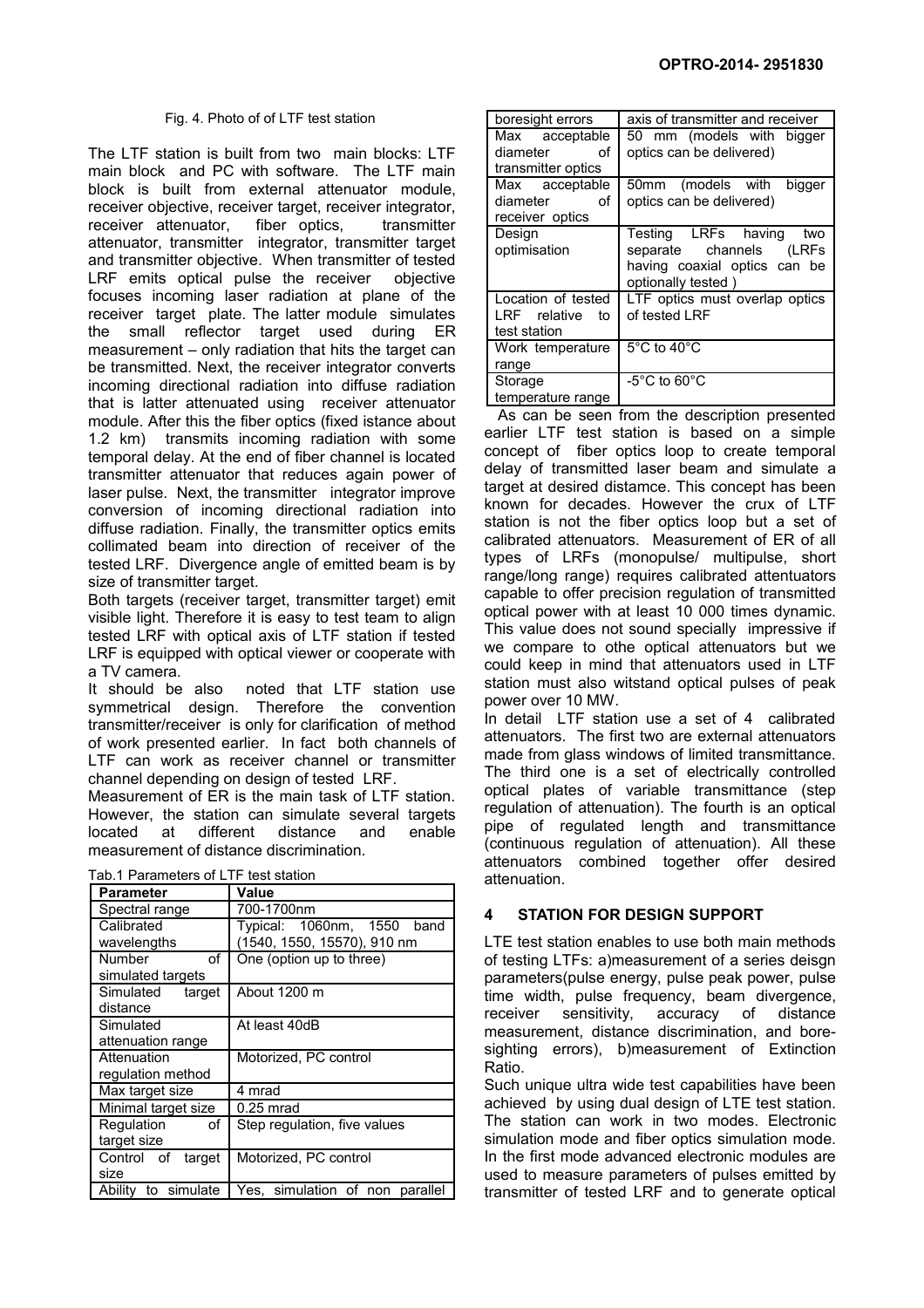Fig. 4. Photo of of LTF test station

The LTF station is built from two main blocks: LTF main block and PC with software. The LTF main block is built from external attenuator module, receiver objective, receiver target, receiver integrator, receiver attenuator, fiber optics, transmitter attenuator, transmitter integrator, transmitter target and transmitter objective. When transmitter of tested LRF emits optical pulse the receiver objective focuses incoming laser radiation at plane of the receiver target plate. The latter module simulates the small reflector target used during ER measurement – only radiation that hits the target can be transmitted. Next, the receiver integrator converts incoming directional radiation into diffuse radiation that is latter attenuated using receiver attenuator module. After this the fiber optics (fixed istance about 1.2 km) transmits incoming radiation with some temporal delay. At the end of fiber channel is located transmitter attenuator that reduces again power of laser pulse. Next, the transmitter integrator improve conversion of incoming directional radiation into diffuse radiation. Finally, the transmitter optics emits collimated beam into direction of receiver of the tested LRF. Divergence angle of emitted beam is by size of transmitter target.

Both targets (receiver target, transmitter target) emit visible light. Therefore it is easy to test team to align tested LRF with optical axis of LTF station if tested LRF is equipped with optical viewer or cooperate with a TV camera.

It should be also noted that LTF station use symmetrical design. Therefore the convention transmitter/receiver is only for clarification of method of work presented earlier. In fact both channels of LTF can work as receiver channel or transmitter channel depending on design of tested LRF.

Measurement of ER is the main task of LTF station. However, the station can simulate several targets located at different distance and enable measurement of distance discrimination.

Tab.1 Parameters of LTF test station

| Parameter | Value |
|---|---|
| Spectral range | 700-1700nm |
| Calibrated wavelengths | Typical: 1060nm, 1550 band (1540, 1550, 15570), 910 nm |
| Number of simulated targets | One (option up to three) |
| Simulated target distance | About 1200 m |
| Simulated attenuation range | At least 40dB |
| Attenuation regulation method | Motorized, PC control |
| Max target size | 4 mrad |
| Minimal target size | 0.25 mrad |
| Regulation of target size | Step regulation, five values |
| Control of target size | Motorized, PC control |
| Ability to simulate boresight errors | Yes, simulation of non parallel axis of transmitter and receiver |
| Max acceptable diameter of transmitter optics | 50 mm (models with bigger optics can be delivered) |
| Max acceptable diameter of receiver optics | 50mm (models with bigger optics can be delivered) |
| Design optimisation | Testing LRFs having two separate channels (LRFs having coaxial optics can be optionally tested ) |
| Location of tested LRF relative to test station | LTF optics must overlap optics of tested LRF |
| Work temperature range | 5°C to 40°C |
| Storage temperature range | -5°C to 60°C |

As can be seen from the description presented earlier LTF test station is based on a simple concept of fiber optics loop to create temporal delay of transmitted laser beam and simulate a target at desired distamce. This concept has been known for decades. However the crux of LTF station is not the fiber optics loop but a set of calibrated attenuators. Measurement of ER of all types of LRFs (monopulse/ multipulse, short range/long range) requires calibrated attentuators capable to offer precision regulation of transmitted optical power with at least 10 000 times dynamic. This value does not sound specially impressive if we compare to othe optical attenuators but we could keep in mind that attenuators used in LTF station must also witstand optical pulses of peak power over 10 MW.

In detail LTF station use a set of 4 calibrated attenuators. The first two are external attenuators made from glass windows of limited transmittance. The third one is a set of electrically controlled optical plates of variable transmittance (step regulation of attenuation). The fourth is an optical pipe of regulated length and transmittance (continuous regulation of attenuation). All these attenuators combined together offer desired attenuation.

## 4 STATION FOR DESIGN SUPPORT

LTE test station enables to use both main methods of testing LTFs: a)measurement of a series deisgn parameters(pulse energy, pulse peak power, pulse time width, pulse frequency, beam divergence, receiver sensitivity, accuracy of distance measurement, distance discrimination, and bore-sighting errors), b)measurement of Extinction Ratio.

Such unique ultra wide test capabilities have been achieved by using dual design of LTE test station. The station can work in two modes. Electronic simulation mode and fiber optics simulation mode. In the first mode advanced electronic modules are used to measure parameters of pulses emitted by transmitter of tested LRF and to generate optical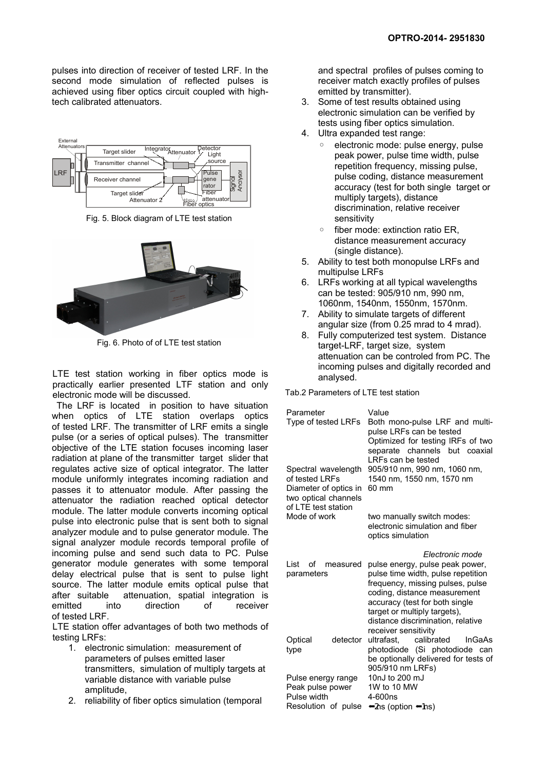pulses into direction of receiver of tested LRF. In the second mode simulation of reflected pulses is achieved using fiber optics circuit coupled with high-tech calibrated attenuators.

Fig. 5. Block diagram of LTE test station

Fig. 6. Photo of of LTE test station

LTE test station working in fiber optics mode is practically earlier presented LTF station and only electronic mode will be discussed.

The LRF is located in position to have situation when optics of LTE station overlaps optics of tested LRF. The transmitter of LRF emits a single pulse (or a series of optical pulses). The transmitter objective of the LTE station focuses incoming laser radiation at plane of the transmitter target slider that regulates active size of optical integrator. The latter module uniformly integrates incoming radiation and passes it to attenuator module. After passing the attenuator the radiation reached optical detector module. The latter module converts incoming optical pulse into electronic pulse that is sent both to signal analyzer module and to pulse generator module. The signal analyzer module records temporal profile of incoming pulse and send such data to PC. Pulse generator module generates with some temporal delay electrical pulse that is sent to pulse light source. The latter module emits optical pulse that after suitable attenuation, spatial integration is emitted into direction of receiver of tested LRF.

LTE station offer advantages of both two methods of testing LRFs:

1. electronic simulation: measurement of parameters of pulses emitted laser transmitters, simulation of multiply targets at variable distance with variable pulse amplitude,
2. reliability of fiber optics simulation (temporal and spectral profiles of pulses coming to receiver match exactly profiles of pulses emitted by transmitter).
3. Some of test results obtained using electronic simulation can be verified by tests using fiber optics simulation.
4. Ultra expanded test range:
   - electronic mode: pulse energy, pulse peak power, pulse time width, pulse repetition frequency, missing pulse, pulse coding, distance measurement accuracy (test for both single target or multiply targets), distance discrimination, relative receiver sensitivity
   - fiber mode: extinction ratio ER, distance measurement accuracy (single distance).
5. Ability to test both monopulse LRFs and multipulse LRFs
6. LRFs working at all typical wavelengths can be tested: 905/910 nm, 990 nm, 1060nm, 1540nm, 1550nm, 1570nm.
7. Ability to simulate targets of different angular size (from 0.25 mrad to 4 mrad).
8. Fully computerized test system. Distance target-LRF, target size, system attenuation can be controled from PC. The incoming pulses and digitally recorded and analysed.

Tab.2 Parameters of LTE test station

| Parameter | Value |
|---|---|
| Type of tested LRFs | Both mono-pulse LRF and multi-pulse LRFs can be tested<br>Optimized for testing lRFs of two separate channels but coaxial LRFs can be tested |
| Spectral wavelength of tested LRFs | 905/910 nm, 990 nm, 1060 nm, 1540 nm, 1550 nm, 1570 nm |
| Diameter of optics in two optical channels of LTE test station | 60 mm |
| Mode of work | two manually switch modes: electronic simulation and fiber optics simulation |
| | *Electronic mode* |
| List of measured parameters | pulse energy, pulse peak power, pulse time width, pulse repetition frequency, missing pulses, pulse coding, distance measurement accuracy (test for both single target or multiply targets), distance discrimination, relative receiver sensitivity |
| Optical detector type | ultrafast, calibrated InGaAs photodiode (Si photodiode can be optionally delivered for tests of 905/910 nm LRFs) |
| Pulse energy range | 10nJ to 200 mJ |
| Peak pulse power | 1W to 10 MW |
| Pulse width | 4-600ns |
| Resolution of pulse | ~2ns (option ~1ns) |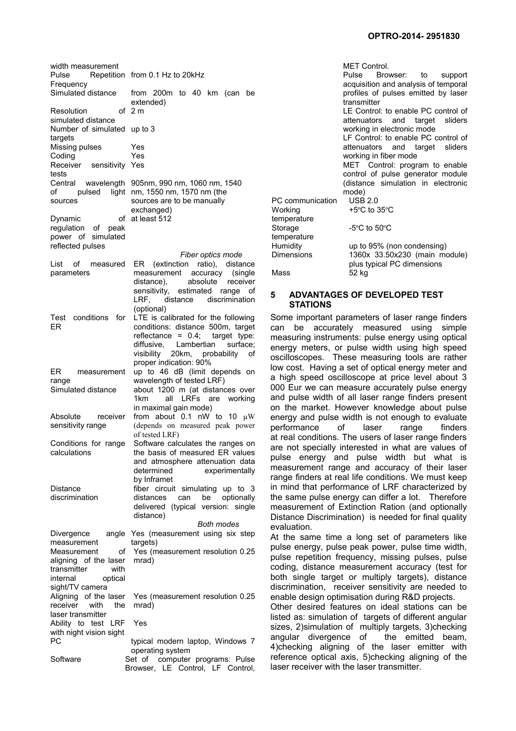| | |
|---|---|
| width measurement | |
| Pulse Repetition Frequency | from 0.1 Hz to 20kHz |
| Simulated distance | from 200m to 40 km (can be extended) |
| Resolution of simulated distance | 2 m |
| Number of simulated targets | up to 3 |
| Missing pulses | Yes |
| Coding | Yes |
| Receiver sensitivity tests | Yes |
| Central wavelength of pulsed light sources | 905nm, 990 nm, 1060 nm, 1540 nm, 1550 nm, 1570 nm (the sources are to be manually exchanged) |
| Dynamic of regulation of peak power of simulated reflected pulses | at least 512 |
| | *Fiber optics mode* |
| List of measured parameters | ER (extinction ratio), distance measurement accuracy (single distance), absolute receiver sensitivity, estimated range of LRF, distance discrimination (optional) |
| Test conditions for ER | LTE is calibrated for the following conditions: distance 500m, target reflectance = 0.4; target type: diffusive, Lambertian surface; visibility 20km, probability of proper indication: 90% |
| ER measurement range | up to 46 dB (limit depends on wavelength of tested LRF) |
| Simulated distance | about 1200 m (at distances over 1km all LRFs are working in maximal gain mode) |
| Absolute receiver sensitivity range | from about 0.1 nW to 10 μW (depends on measured peak power of tested LRF) |
| Conditions for range calculations | Software calculates the ranges on the basis of measured ER values and atmosphere attenuation data determined experimentally by Inframet |
| Distance discrimination | fiber circuit simulating up to 3 distances can be optionally delivered (typical version: single distance) |
| | *Both modes* |
| Divergence angle measurement | Yes (measurement using six step targets) |
| Measurement of aligning of the laser transmitter with internal optical sight/TV camera | Yes (measurement resolution 0.25 mrad) |
| Aligning of the laser receiver with the laser transmitter | Yes (measurement resolution 0.25 mrad) |
| Ability to test LRF with night vision sight | Yes |
| PC | typical modern laptop, Windows 7 operating system |
| Software | Set of computer programs: Pulse Browser, LE Control, LF Control, MET Control.<br>Pulse Browser: to support acquisition and analysis of temporal profiles of pulses emitted by laser transmitter<br>LE Control: to enable PC control of attenuators and target sliders working in electronic mode<br>LF Control: to enable PC control of attenuators and target sliders working in fiber mode<br>MET Control: program to enable control of pulse generator module (distance simulation in electronic mode) |
| PC communication | USB 2.0 |
| Working temperature | +5°C to 35°C |
| Storage temperature | -5°C to 50°C |
| Humidity | up to 95% (non condensing) |
| Dimensions | 1360x 33.50x230 (main module) plus typical PC dimensions |
| Mass | 52 kg |

## 5 ADVANTAGES OF DEVELOPED TEST STATIONS

Some important parameters of laser range finders can be accurately measured using simple measuring instruments: pulse energy using optical energy meters, or pulse width using high speed oscilloscopes. These measuring tools are rather low cost. Having a set of optical energy meter and a high speed oscilloscope at price level about 3 000 Eur we can measure accurately pulse energy and pulse width of all laser range finders present on the market. However knowledge about pulse energy and pulse width is not enough to evaluate performance of laser range finders at real conditions. The users of laser range finders are not specially interested in what are values of pulse energy and pulse width but what is measurement range and accuracy of their laser range finders at real life conditions. We must keep in mind that performance of LRF characterized by the same pulse energy can differ a lot. Therefore measurement of Extinction Ration (and optionally Distance Discrimination) is needed for final quality evaluation.

At the same time a long set of parameters like pulse energy, pulse peak power, pulse time width, pulse repetition frequency, missing pulses, pulse coding, distance measurement accuracy (test for both single target or multiply targets), distance discrimination, receiver sensitivity are needed to enable design optimisation during R&D projects.

Other desired features on ideal stations can be listed as: simulation of targets of different angular sizes, 2)simulation of multiply targets, 3)checking angular divergence of the emitted beam, 4)checking aligning of the laser emitter with reference optical axis, 5)checking aligning of the laser receiver with the laser transmitter.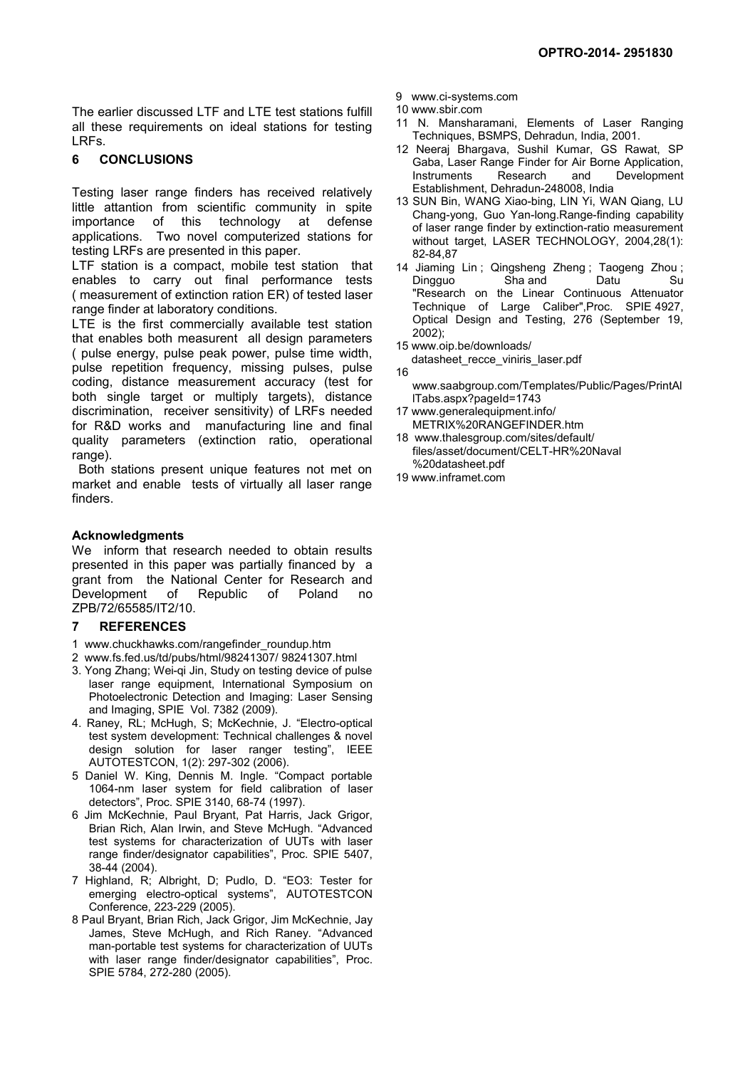The earlier discussed LTF and LTE test stations fulfill all these requirements on ideal stations for testing LRFs.

## 6 CONCLUSIONS

Testing laser range finders has received relatively little attantion from scientific community in spite importance of this technology at defense applications. Two novel computerized stations for testing LRFs are presented in this paper.

LTF station is a compact, mobile test station that enables to carry out final performance tests ( measurement of extinction ration ER) of tested laser range finder at laboratory conditions.

LTE is the first commercially available test station that enables both measurent all design parameters ( pulse energy, pulse peak power, pulse time width, pulse repetition frequency, missing pulses, pulse coding, distance measurement accuracy (test for both single target or multiply targets), distance discrimination, receiver sensitivity) of LRFs needed for R&D works and manufacturing line and final quality parameters (extinction ratio, operational range).

Both stations present unique features not met on market and enable tests of virtually all laser range finders.

### Acknowledgments

We inform that research needed to obtain results presented in this paper was partially financed by a grant from the National Center for Research and Development of Republic of Poland no ZPB/72/65585/IT2/10.

## 7 REFERENCES

1 www.chuckhawks.com/rangefinder_roundup.htm
2 www.fs.fed.us/td/pubs/html/98241307/ 98241307.html
3. Yong Zhang; Wei-qi Jin, Study on testing device of pulse laser range equipment, International Symposium on Photoelectronic Detection and Imaging: Laser Sensing and Imaging, SPIE Vol. 7382 (2009).
4. Raney, RL; McHugh, S; McKechnie, J. “Electro-optical test system development: Technical challenges & novel design solution for laser ranger testing”, IEEE AUTOTESTCON, 1(2): 297-302 (2006).
5 Daniel W. King, Dennis M. Ingle. “Compact portable 1064-nm laser system for field calibration of laser detectors”, Proc. SPIE 3140, 68-74 (1997).
6 Jim McKechnie, Paul Bryant, Pat Harris, Jack Grigor, Brian Rich, Alan Irwin, and Steve McHugh. “Advanced test systems for characterization of UUTs with laser range finder/designator capabilities”, Proc. SPIE 5407, 38-44 (2004).
7 Highland, R; Albright, D; Pudlo, D. “EO3: Tester for emerging electro-optical systems”, AUTOTESTCON Conference, 223-229 (2005).
8 Paul Bryant, Brian Rich, Jack Grigor, Jim McKechnie, Jay James, Steve McHugh, and Rich Raney. “Advanced man-portable test systems for characterization of UUTs with laser range finder/designator capabilities”, Proc. SPIE 5784, 272-280 (2005).
9 www.ci-systems.com
10 www.sbir.com
11 N. Mansharamani, Elements of Laser Ranging Techniques, BSMPS, Dehradun, India, 2001.
12 Neeraj Bhargava, Sushil Kumar, GS Rawat, SP Gaba, Laser Range Finder for Air Borne Application, Instruments Research and Development Establishment, Dehradun-248008, India
13 SUN Bin, WANG Xiao-bing, LIN Yi, WAN Qiang, LU Chang-yong, Guo Yan-long.Range-finding capability of laser range finder by extinction-ratio measurement without target, LASER TECHNOLOGY, 2004,28(1): 82-84,87
14 Jiaming Lin ; Qingsheng Zheng ; Taogeng Zhou ; Dingguo Sha and Datu Su "Research on the Linear Continuous Attenuator Technique of Large Caliber",Proc. SPIE 4927, Optical Design and Testing, 276 (September 19, 2002);
15 www.oip.be/downloads/ datasheet_recce_viniris_laser.pdf
16 www.saabgroup.com/Templates/Public/Pages/PrintAllTabs.aspx?pageId=1743
17 www.generalequipment.info/ METRIX%20RANGEFINDER.htm
18 www.thalesgroup.com/sites/default/ files/asset/document/CELT-HR%20Naval %20datasheet.pdf
19 www.inframet.com